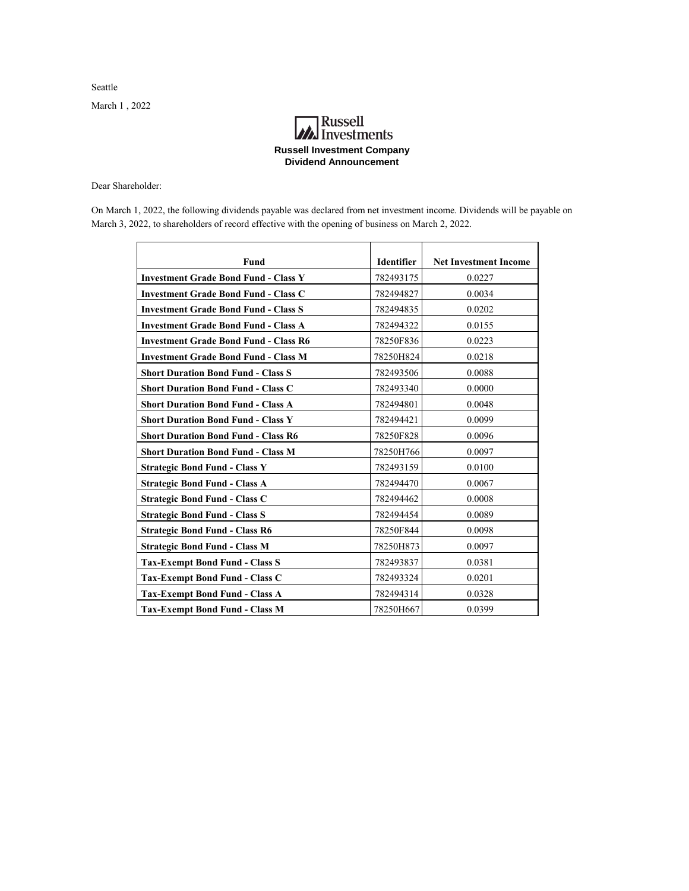Seattle

March 1 , 2022

Russell Investments

**Russell Investment Company**
**Dividend Announcement**

Dear Shareholder:

On March 1, 2022, the following dividends payable was declared from net investment income. Dividends will be payable on March 3, 2022, to shareholders of record effective with the opening of business on March 2, 2022.

| Fund | Identifier | Net Investment Income |
|---|---|---|
| **Investment Grade Bond Fund - Class Y** | 782493175 | 0.0227 |
| **Investment Grade Bond Fund - Class C** | 782494827 | 0.0034 |
| **Investment Grade Bond Fund - Class S** | 782494835 | 0.0202 |
| **Investment Grade Bond Fund - Class A** | 782494322 | 0.0155 |
| **Investment Grade Bond Fund - Class R6** | 78250F836 | 0.0223 |
| **Investment Grade Bond Fund - Class M** | 78250H824 | 0.0218 |
| **Short Duration Bond Fund - Class S** | 782493506 | 0.0088 |
| **Short Duration Bond Fund - Class C** | 782493340 | 0.0000 |
| **Short Duration Bond Fund - Class A** | 782494801 | 0.0048 |
| **Short Duration Bond Fund - Class Y** | 782494421 | 0.0099 |
| **Short Duration Bond Fund - Class R6** | 78250F828 | 0.0096 |
| **Short Duration Bond Fund - Class M** | 78250H766 | 0.0097 |
| **Strategic Bond Fund - Class Y** | 782493159 | 0.0100 |
| **Strategic Bond Fund - Class A** | 782494470 | 0.0067 |
| **Strategic Bond Fund - Class C** | 782494462 | 0.0008 |
| **Strategic Bond Fund - Class S** | 782494454 | 0.0089 |
| **Strategic Bond Fund - Class R6** | 78250F844 | 0.0098 |
| **Strategic Bond Fund - Class M** | 78250H873 | 0.0097 |
| **Tax-Exempt Bond Fund - Class S** | 782493837 | 0.0381 |
| **Tax-Exempt Bond Fund - Class C** | 782493324 | 0.0201 |
| **Tax-Exempt Bond Fund - Class A** | 782494314 | 0.0328 |
| **Tax-Exempt Bond Fund - Class M** | 78250H667 | 0.0399 |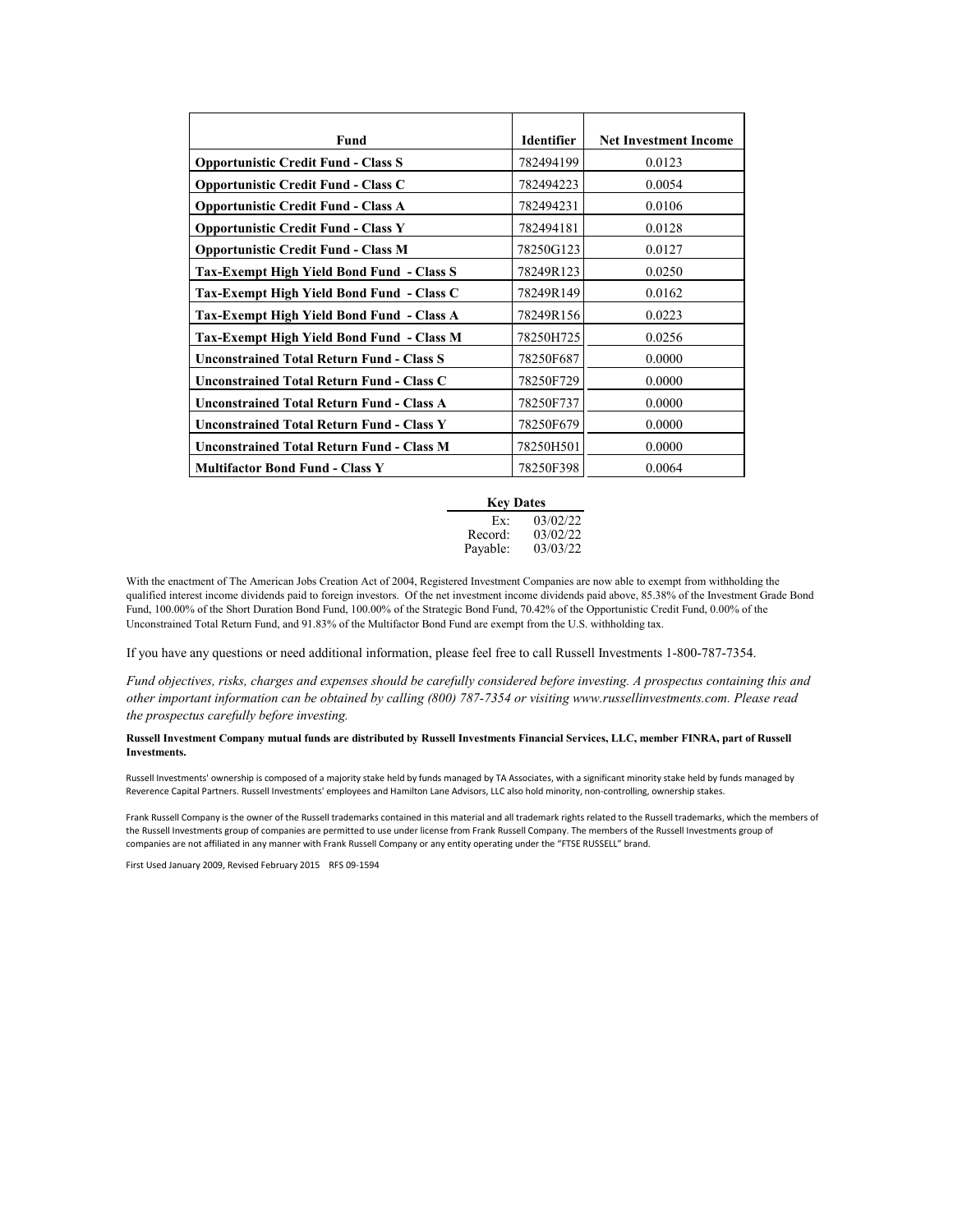| Fund | Identifier | Net Investment Income |
|---|---|---|
| **Opportunistic Credit Fund - Class S** | 782494199 | 0.0123 |
| **Opportunistic Credit Fund - Class C** | 782494223 | 0.0054 |
| **Opportunistic Credit Fund - Class A** | 782494231 | 0.0106 |
| **Opportunistic Credit Fund - Class Y** | 782494181 | 0.0128 |
| **Opportunistic Credit Fund - Class M** | 78250G123 | 0.0127 |
| **Tax-Exempt High Yield Bond Fund - Class S** | 78249R123 | 0.0250 |
| **Tax-Exempt High Yield Bond Fund - Class C** | 78249R149 | 0.0162 |
| **Tax-Exempt High Yield Bond Fund - Class A** | 78249R156 | 0.0223 |
| **Tax-Exempt High Yield Bond Fund - Class M** | 78250H725 | 0.0256 |
| **Unconstrained Total Return Fund - Class S** | 78250F687 | 0.0000 |
| **Unconstrained Total Return Fund - Class C** | 78250F729 | 0.0000 |
| **Unconstrained Total Return Fund - Class A** | 78250F737 | 0.0000 |
| **Unconstrained Total Return Fund - Class Y** | 78250F679 | 0.0000 |
| **Unconstrained Total Return Fund - Class M** | 78250H501 | 0.0000 |
| **Multifactor Bond Fund - Class Y** | 78250F398 | 0.0064 |

| Key Dates | |
|---|---|
| Ex: | 03/02/22 |
| Record: | 03/02/22 |
| Payable: | 03/03/22 |

With the enactment of The American Jobs Creation Act of 2004, Registered Investment Companies are now able to exempt from withholding the qualified interest income dividends paid to foreign investors. Of the net investment income dividends paid above, 85.38% of the Investment Grade Bond Fund, 100.00% of the Short Duration Bond Fund, 100.00% of the Strategic Bond Fund, 70.42% of the Opportunistic Credit Fund, 0.00% of the Unconstrained Total Return Fund, and 91.83% of the Multifactor Bond Fund are exempt from the U.S. withholding tax.

If you have any questions or need additional information, please feel free to call Russell Investments 1-800-787-7354.

*Fund objectives, risks, charges and expenses should be carefully considered before investing. A prospectus containing this and other important information can be obtained by calling (800) 787-7354 or visiting www.russellinvestments.com. Please read the prospectus carefully before investing.*

**Russell Investment Company mutual funds are distributed by Russell Investments Financial Services, LLC, member FINRA, part of Russell Investments.**

Russell Investments' ownership is composed of a majority stake held by funds managed by TA Associates, with a significant minority stake held by funds managed by Reverence Capital Partners. Russell Investments' employees and Hamilton Lane Advisors, LLC also hold minority, non-controlling, ownership stakes.

Frank Russell Company is the owner of the Russell trademarks contained in this material and all trademark rights related to the Russell trademarks, which the members of the Russell Investments group of companies are permitted to use under license from Frank Russell Company. The members of the Russell Investments group of companies are not affiliated in any manner with Frank Russell Company or any entity operating under the "FTSE RUSSELL" brand.

First Used January 2009, Revised February 2015 RFS 09-1594